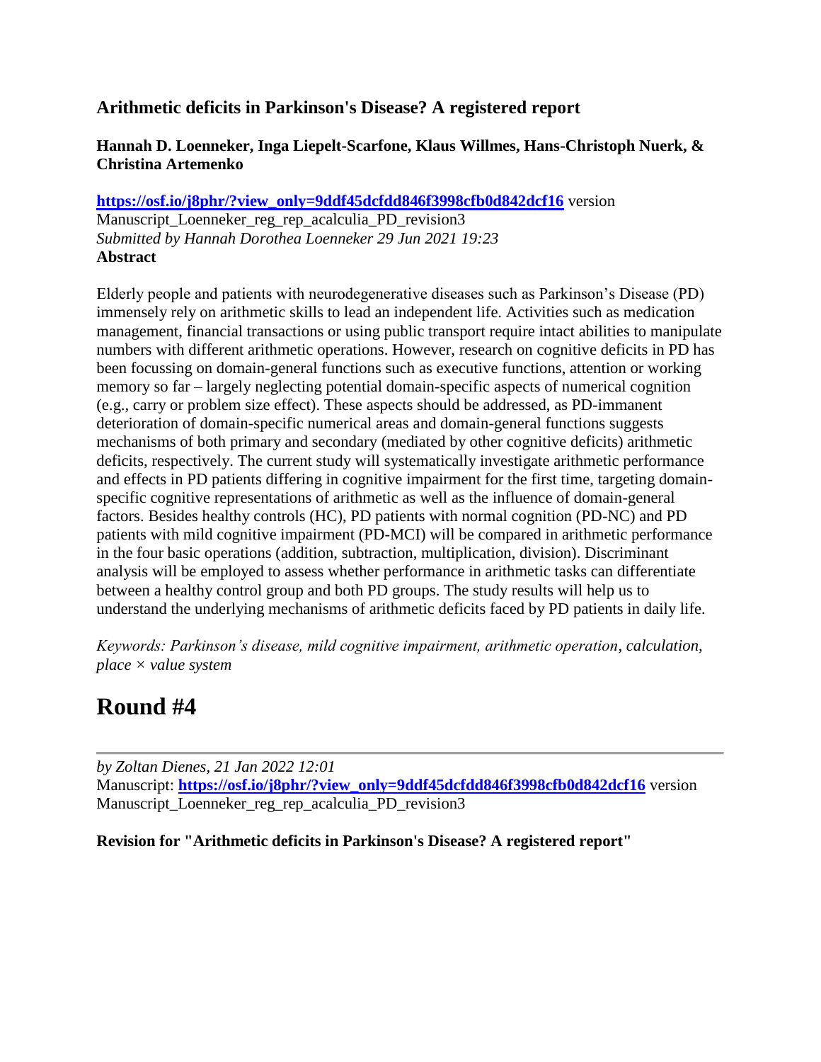### Arithmetic deficits in Parkinson's Disease? A registered report

**Hannah D. Loenneker, Inga Liepelt-Scarfone, Klaus Willmes, Hans-Christoph Nuerk, & Christina Artemenko**

**https://osf.io/j8phr/?view_only=9ddf45dcfdd846f3998cfb0d842dcf16** version Manuscript_Loenneker_reg_rep_acalculia_PD_revision3
*Submitted by Hannah Dorothea Loenneker 29 Jun 2021 19:23*
**Abstract**

Elderly people and patients with neurodegenerative diseases such as Parkinson's Disease (PD) immensely rely on arithmetic skills to lead an independent life. Activities such as medication management, financial transactions or using public transport require intact abilities to manipulate numbers with different arithmetic operations. However, research on cognitive deficits in PD has been focussing on domain-general functions such as executive functions, attention or working memory so far – largely neglecting potential domain-specific aspects of numerical cognition (e.g., carry or problem size effect). These aspects should be addressed, as PD-immanent deterioration of domain-specific numerical areas and domain-general functions suggests mechanisms of both primary and secondary (mediated by other cognitive deficits) arithmetic deficits, respectively. The current study will systematically investigate arithmetic performance and effects in PD patients differing in cognitive impairment for the first time, targeting domain-specific cognitive representations of arithmetic as well as the influence of domain-general factors. Besides healthy controls (HC), PD patients with normal cognition (PD-NC) and PD patients with mild cognitive impairment (PD-MCI) will be compared in arithmetic performance in the four basic operations (addition, subtraction, multiplication, division). Discriminant analysis will be employed to assess whether performance in arithmetic tasks can differentiate between a healthy control group and both PD groups. The study results will help us to understand the underlying mechanisms of arithmetic deficits faced by PD patients in daily life.

*Keywords: Parkinson's disease, mild cognitive impairment, arithmetic operation, calculation, place × value system*

# Round #4

---

*by Zoltan Dienes, 21 Jan 2022 12:01*
Manuscript: **https://osf.io/j8phr/?view_only=9ddf45dcfdd846f3998cfb0d842dcf16** version Manuscript_Loenneker_reg_rep_acalculia_PD_revision3

**Revision for "Arithmetic deficits in Parkinson's Disease? A registered report"**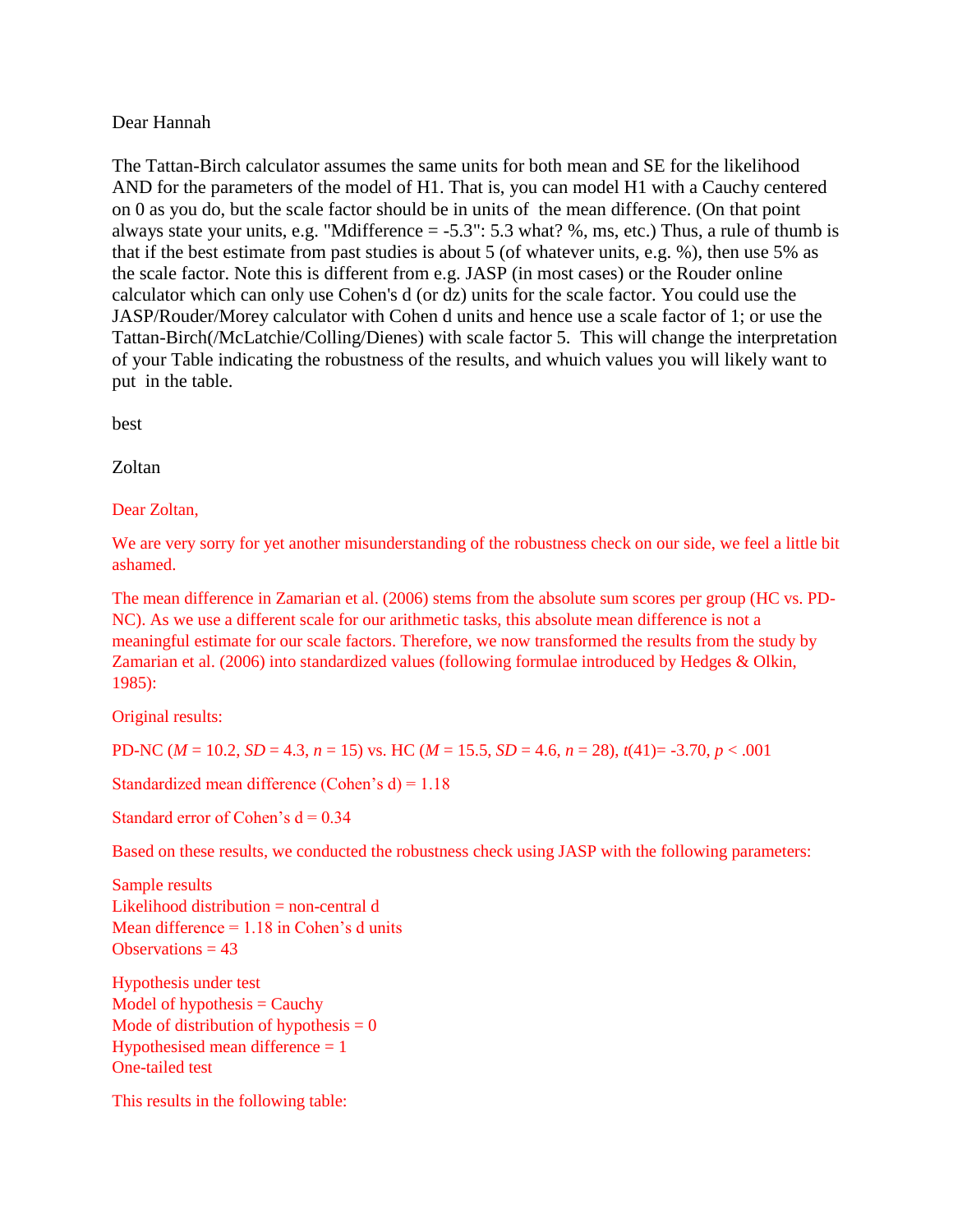Dear Hannah

The Tattan-Birch calculator assumes the same units for both mean and SE for the likelihood AND for the parameters of the model of H1. That is, you can model H1 with a Cauchy centered on 0 as you do, but the scale factor should be in units of  the mean difference. (On that point always state your units, e.g. "Mdifference = -5.3": 5.3 what? %, ms, etc.) Thus, a rule of thumb is that if the best estimate from past studies is about 5 (of whatever units, e.g. %), then use 5% as the scale factor. Note this is different from e.g. JASP (in most cases) or the Rouder online calculator which can only use Cohen's d (or dz) units for the scale factor. You could use the JASP/Rouder/Morey calculator with Cohen d units and hence use a scale factor of 1; or use the Tattan-Birch(/McLatchie/Colling/Dienes) with scale factor 5.  This will change the interpretation of your Table indicating the robustness of the results, and whuich values you will likely want to put  in the table.

best

Zoltan

Dear Zoltan,

We are very sorry for yet another misunderstanding of the robustness check on our side, we feel a little bit ashamed.

The mean difference in Zamarian et al. (2006) stems from the absolute sum scores per group (HC vs. PD-NC). As we use a different scale for our arithmetic tasks, this absolute mean difference is not a meaningful estimate for our scale factors. Therefore, we now transformed the results from the study by Zamarian et al. (2006) into standardized values (following formulae introduced by Hedges & Olkin, 1985):

Original results:

PD-NC ($M$ = 10.2, $SD$ = 4.3, $n$ = 15) vs. HC ($M$ = 15.5, $SD$ = 4.6, $n$ = 28), $t(41)$= -3.70, $p$ < .001

Standardized mean difference (Cohen's d) = 1.18

Standard error of Cohen's d = 0.34

Based on these results, we conducted the robustness check using JASP with the following parameters:

Sample results
Likelihood distribution = non-central d
Mean difference = 1.18 in Cohen's d units
Observations = 43

Hypothesis under test
Model of hypothesis = Cauchy
Mode of distribution of hypothesis = 0
Hypothesised mean difference = 1
One-tailed test

This results in the following table: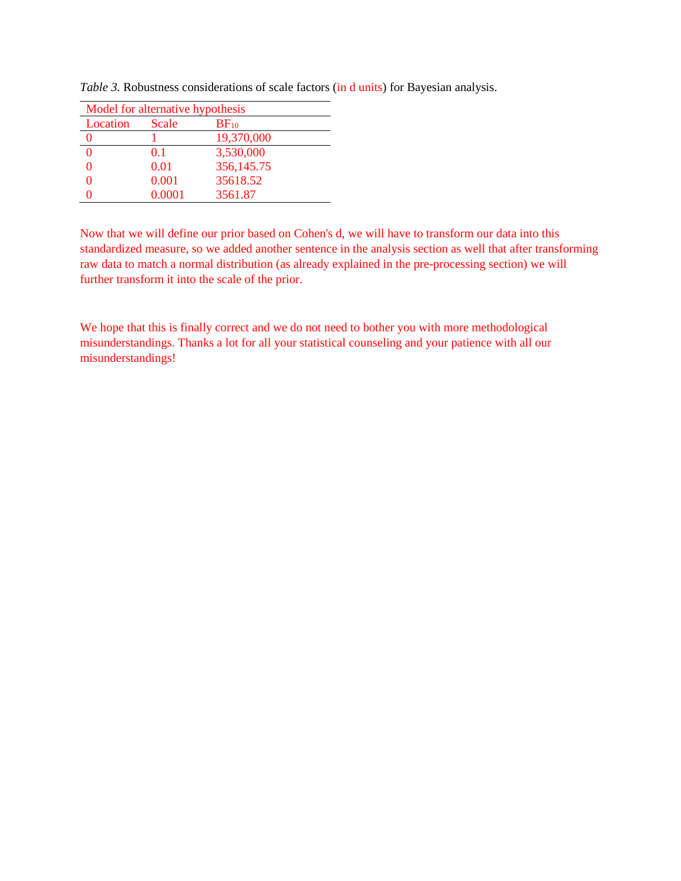*Table 3.* Robustness considerations of scale factors (in d units) for Bayesian analysis.

| Model for alternative hypothesis | | |
|---|---|---|
| Location | Scale | $BF_{10}$ |
| 0 | 1 | 19,370,000 |
| 0 | 0.1 | 3,530,000 |
| 0 | 0.01 | 356,145.75 |
| 0 | 0.001 | 35618.52 |
| 0 | 0.0001 | 3561.87 |

Now that we will define our prior based on Cohen's d, we will have to transform our data into this standardized measure, so we added another sentence in the analysis section as well that after transforming raw data to match a normal distribution (as already explained in the pre-processing section) we will further transform it into the scale of the prior.

We hope that this is finally correct and we do not need to bother you with more methodological misunderstandings. Thanks a lot for all your statistical counseling and your patience with all our misunderstandings!